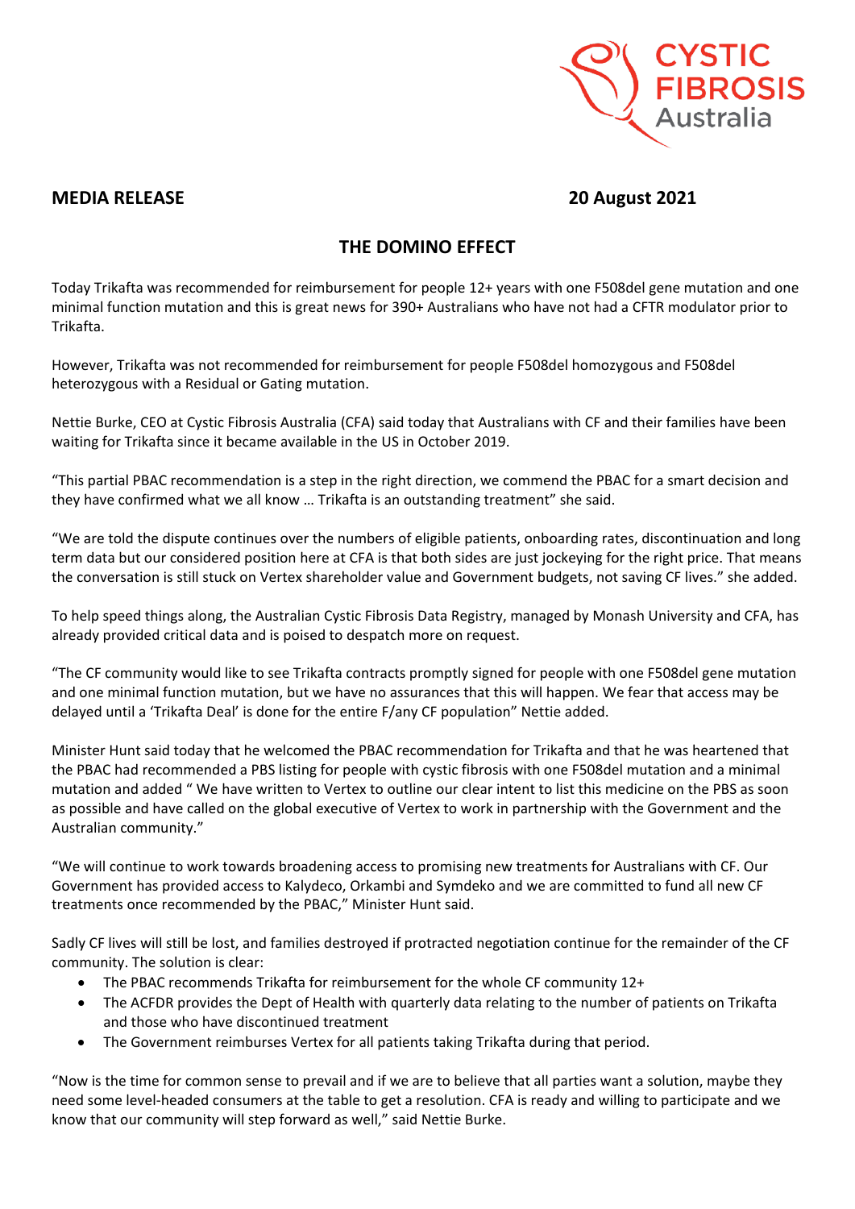CYSTIC FIBROSIS Australia

**MEDIA RELEASE** **20 August 2021**

## THE DOMINO EFFECT

Today Trikafta was recommended for reimbursement for people 12+ years with one F508del gene mutation and one minimal function mutation and this is great news for 390+ Australians who have not had a CFTR modulator prior to Trikafta.

However, Trikafta was not recommended for reimbursement for people F508del homozygous and F508del heterozygous with a Residual or Gating mutation.

Nettie Burke, CEO at Cystic Fibrosis Australia (CFA) said today that Australians with CF and their families have been waiting for Trikafta since it became available in the US in October 2019.

"This partial PBAC recommendation is a step in the right direction, we commend the PBAC for a smart decision and they have confirmed what we all know … Trikafta is an outstanding treatment" she said.

"We are told the dispute continues over the numbers of eligible patients, onboarding rates, discontinuation and long term data but our considered position here at CFA is that both sides are just jockeying for the right price. That means the conversation is still stuck on Vertex shareholder value and Government budgets, not saving CF lives." she added.

To help speed things along, the Australian Cystic Fibrosis Data Registry, managed by Monash University and CFA, has already provided critical data and is poised to despatch more on request.

"The CF community would like to see Trikafta contracts promptly signed for people with one F508del gene mutation and one minimal function mutation, but we have no assurances that this will happen. We fear that access may be delayed until a 'Trikafta Deal' is done for the entire F/any CF population" Nettie added.

Minister Hunt said today that he welcomed the PBAC recommendation for Trikafta and that he was heartened that the PBAC had recommended a PBS listing for people with cystic fibrosis with one F508del mutation and a minimal mutation and added " We have written to Vertex to outline our clear intent to list this medicine on the PBS as soon as possible and have called on the global executive of Vertex to work in partnership with the Government and the Australian community."

"We will continue to work towards broadening access to promising new treatments for Australians with CF. Our Government has provided access to Kalydeco, Orkambi and Symdeko and we are committed to fund all new CF treatments once recommended by the PBAC," Minister Hunt said.

Sadly CF lives will still be lost, and families destroyed if protracted negotiation continue for the remainder of the CF community. The solution is clear:

- The PBAC recommends Trikafta for reimbursement for the whole CF community 12+
- The ACFDR provides the Dept of Health with quarterly data relating to the number of patients on Trikafta and those who have discontinued treatment
- The Government reimburses Vertex for all patients taking Trikafta during that period.

"Now is the time for common sense to prevail and if we are to believe that all parties want a solution, maybe they need some level-headed consumers at the table to get a resolution. CFA is ready and willing to participate and we know that our community will step forward as well," said Nettie Burke.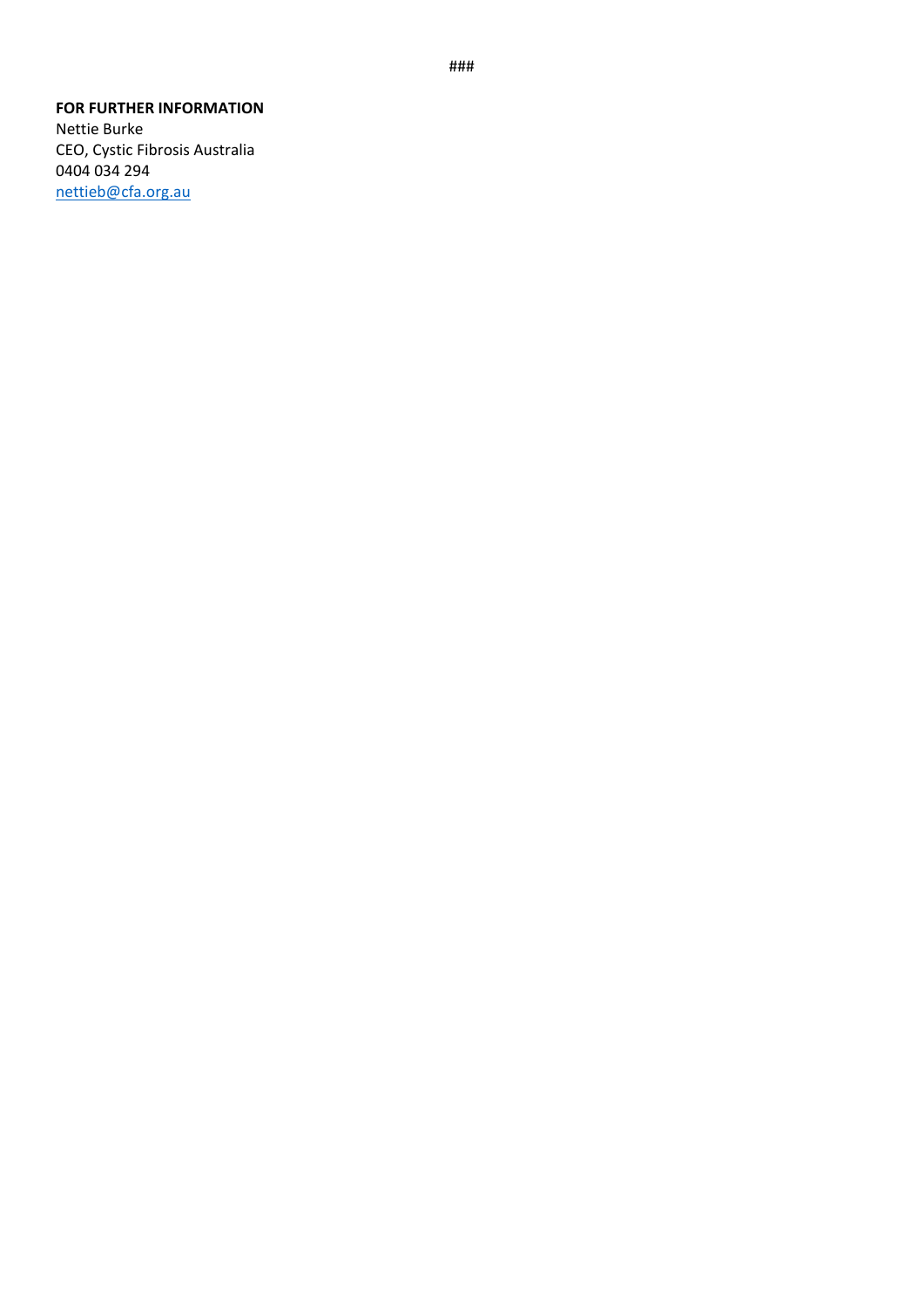###

**FOR FURTHER INFORMATION**
Nettie Burke
CEO, Cystic Fibrosis Australia
0404 034 294
nettieb@cfa.org.au